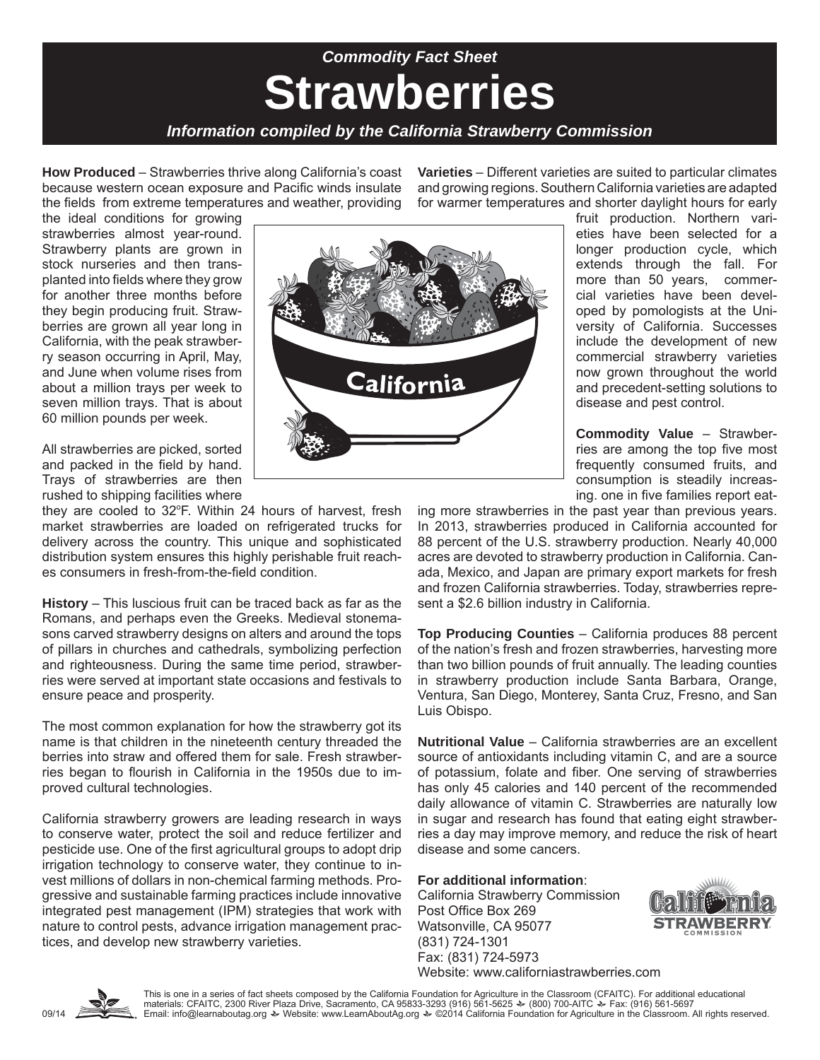*Commodity Fact Sheet*

# Strawberries

***Information compiled by the California Strawberry Commission***

**How Produced** – Strawberries thrive along California's coast because western ocean exposure and Pacific winds insulate the fields from extreme temperatures and weather, providing the ideal conditions for growing strawberries almost year-round. Strawberry plants are grown in stock nurseries and then transplanted into fields where they grow for another three months before they begin producing fruit. Strawberries are grown all year long in California, with the peak strawberry season occurring in April, May, and June when volume rises from about a million trays per week to seven million trays. That is about 60 million pounds per week.

All strawberries are picked, sorted and packed in the field by hand. Trays of strawberries are then rushed to shipping facilities where they are cooled to 32ºF. Within 24 hours of harvest, fresh market strawberries are loaded on refrigerated trucks for delivery across the country. This unique and sophisticated distribution system ensures this highly perishable fruit reaches consumers in fresh-from-the-field condition.

**History** – This luscious fruit can be traced back as far as the Romans, and perhaps even the Greeks. Medieval stonemasons carved strawberry designs on alters and around the tops of pillars in churches and cathedrals, symbolizing perfection and righteousness. During the same time period, strawberries were served at important state occasions and festivals to ensure peace and prosperity.

The most common explanation for how the strawberry got its name is that children in the nineteenth century threaded the berries into straw and offered them for sale. Fresh strawberries began to flourish in California in the 1950s due to improved cultural technologies.

California strawberry growers are leading research in ways to conserve water, protect the soil and reduce fertilizer and pesticide use. One of the first agricultural groups to adopt drip irrigation technology to conserve water, they continue to invest millions of dollars in non-chemical farming methods. Progressive and sustainable farming practices include innovative integrated pest management (IPM) strategies that work with nature to control pests, advance irrigation management practices, and develop new strawberry varieties.

**Varieties** – Different varieties are suited to particular climates and growing regions. Southern California varieties are adapted for warmer temperatures and shorter daylight hours for early fruit production. Northern varieties have been selected for a longer production cycle, which extends through the fall. For more than 50 years, commercial varieties have been developed by pomologists at the University of California. Successes include the development of new commercial strawberry varieties now grown throughout the world and precedent-setting solutions to disease and pest control.

**Commodity Value** – Strawberries are among the top five most frequently consumed fruits, and consumption is steadily increasing. one in five families report eating more strawberries in the past year than previous years. In 2013, strawberries produced in California accounted for 88 percent of the U.S. strawberry production. Nearly 40,000 acres are devoted to strawberry production in California. Canada, Mexico, and Japan are primary export markets for fresh and frozen California strawberries. Today, strawberries represent a $2.6 billion industry in California.

**Top Producing Counties** – California produces 88 percent of the nation's fresh and frozen strawberries, harvesting more than two billion pounds of fruit annually. The leading counties in strawberry production include Santa Barbara, Orange, Ventura, San Diego, Monterey, Santa Cruz, Fresno, and San Luis Obispo.

**Nutritional Value** – California strawberries are an excellent source of antioxidants including vitamin C, and are a source of potassium, folate and fiber. One serving of strawberries has only 45 calories and 140 percent of the recommended daily allowance of vitamin C. Strawberries are naturally low in sugar and research has found that eating eight strawberries a day may improve memory, and reduce the risk of heart disease and some cancers.

**For additional information**:
California Strawberry Commission
Post Office Box 269
Watsonville, CA 95077
(831) 724-1301
Fax: (831) 724-5973
Website: www.californiastrawberries.com

This is one in a series of fact sheets composed by the California Foundation for Agriculture in the Classroom (CFAITC). For additional educational materials: CFAITC, 2300 River Plaza Drive, Sacramento, CA 95833-3293 (916) 561-5625 (800) 700-AITC Fax: (916) 561-5697 Email: info@learnaboutag.org Website: www.LearnAboutAg.org ©2014 California Foundation for Agriculture in the Classroom. All rights reserved.

09/14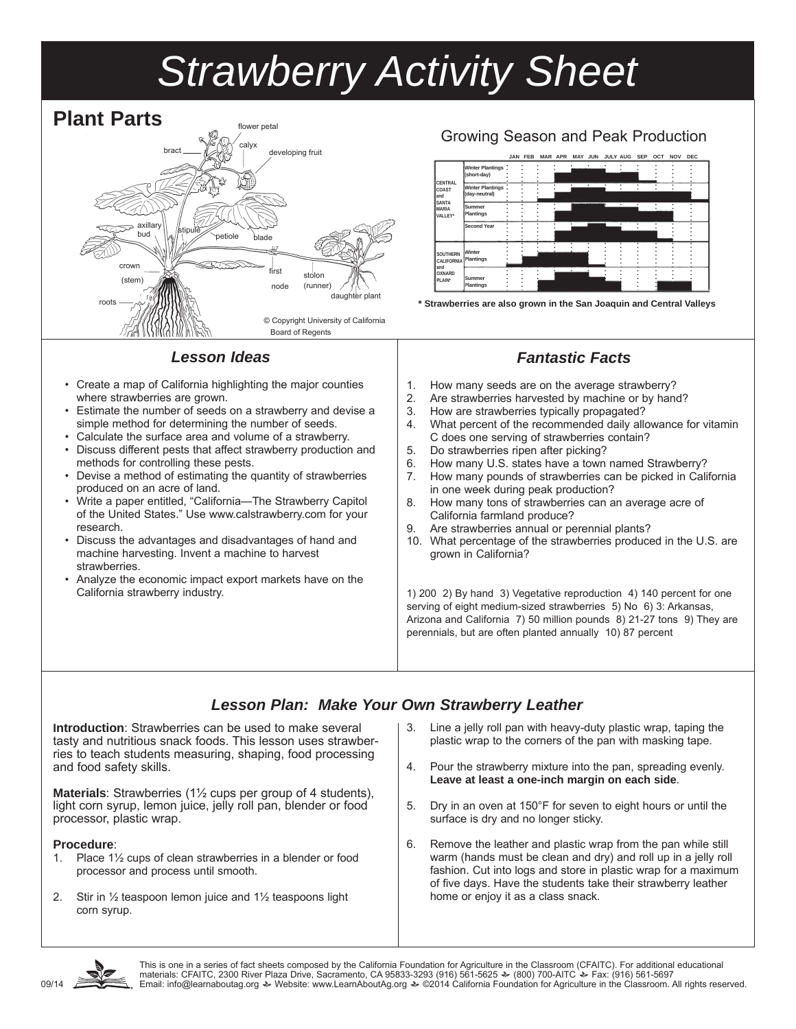# Strawberry Activity Sheet

## Plant Parts

flower petal
bract
calyx
developing fruit
axillary bud
stipule
petiole
blade
crown (stem)
first node
stolon (runner)
daughter plant
roots

© Copyright University of California Board of Regents

## Growing Season and Peak Production

JAN FEB MAR APR MAY JUN JULY AUG SEP OCT NOV DEC

CENTRAL COAST and SANTA MARIA VALLEY*
Winter Plantings (short-day)
Winter Plantings (day-neutral)
Summer Plantings
Second Year

SOUTHERN CALIFORNIA and OXNARD PLAIN*
Winter Plantings
Summer Plantings

**\* Strawberries are also grown in the San Joaquin and Central Valleys**

### *Lesson Ideas*

- Create a map of California highlighting the major counties where strawberries are grown.
- Estimate the number of seeds on a strawberry and devise a simple method for determining the number of seeds.
- Calculate the surface area and volume of a strawberry.
- Discuss different pests that affect strawberry production and methods for controlling these pests.
- Devise a method of estimating the quantity of strawberries produced on an acre of land.
- Write a paper entitled, "California—The Strawberry Capitol of the United States." Use www.calstrawberry.com for your research.
- Discuss the advantages and disadvantages of hand and machine harvesting. Invent a machine to harvest strawberries.
- Analyze the economic impact export markets have on the California strawberry industry.

### *Fantastic Facts*

1. How many seeds are on the average strawberry?
2. Are strawberries harvested by machine or by hand?
3. How are strawberries typically propagated?
4. What percent of the recommended daily allowance for vitamin C does one serving of strawberries contain?
5. Do strawberries ripen after picking?
6. How many U.S. states have a town named Strawberry?
7. How many pounds of strawberries can be picked in California in one week during peak production?
8. How many tons of strawberries can an average acre of California farmland produce?
9. Are strawberries annual or perennial plants?
10. What percentage of the strawberries produced in the U.S. are grown in California?

1) 200 2) By hand 3) Vegetative reproduction 4) 140 percent for one serving of eight medium-sized strawberries 5) No 6) 3: Arkansas, Arizona and California 7) 50 million pounds 8) 21-27 tons 9) They are perennials, but are often planted annually 10) 87 percent

### *Lesson Plan: Make Your Own Strawberry Leather*

**Introduction**: Strawberries can be used to make several tasty and nutritious snack foods. This lesson uses strawberries to teach students measuring, shaping, food processing and food safety skills.

**Materials**: Strawberries (1½ cups per group of 4 students), light corn syrup, lemon juice, jelly roll pan, blender or food processor, plastic wrap.

**Procedure**:

1. Place 1½ cups of clean strawberries in a blender or food processor and process until smooth.
2. Stir in ½ teaspoon lemon juice and 1½ teaspoons light corn syrup.
3. Line a jelly roll pan with heavy-duty plastic wrap, taping the plastic wrap to the corners of the pan with masking tape.
4. Pour the strawberry mixture into the pan, spreading evenly. **Leave at least a one-inch margin on each side**.
5. Dry in an oven at 150°F for seven to eight hours or until the surface is dry and no longer sticky.
6. Remove the leather and plastic wrap from the pan while still warm (hands must be clean and dry) and roll up in a jelly roll fashion. Cut into logs and store in plastic wrap for a maximum of five days. Have the students take their strawberry leather home or enjoy it as a class snack.

This is one in a series of fact sheets composed by the California Foundation for Agriculture in the Classroom (CFAITC). For additional educational materials: CFAITC, 2300 River Plaza Drive, Sacramento, CA 95833-3293 (916) 561-5625 ❧ (800) 700-AITC ❧ Fax: (916) 561-5697
Email: info@learnaboutag.org ❧ Website: www.LearnAboutAg.org ❧ ©2014 California Foundation for Agriculture in the Classroom. All rights reserved.

09/14